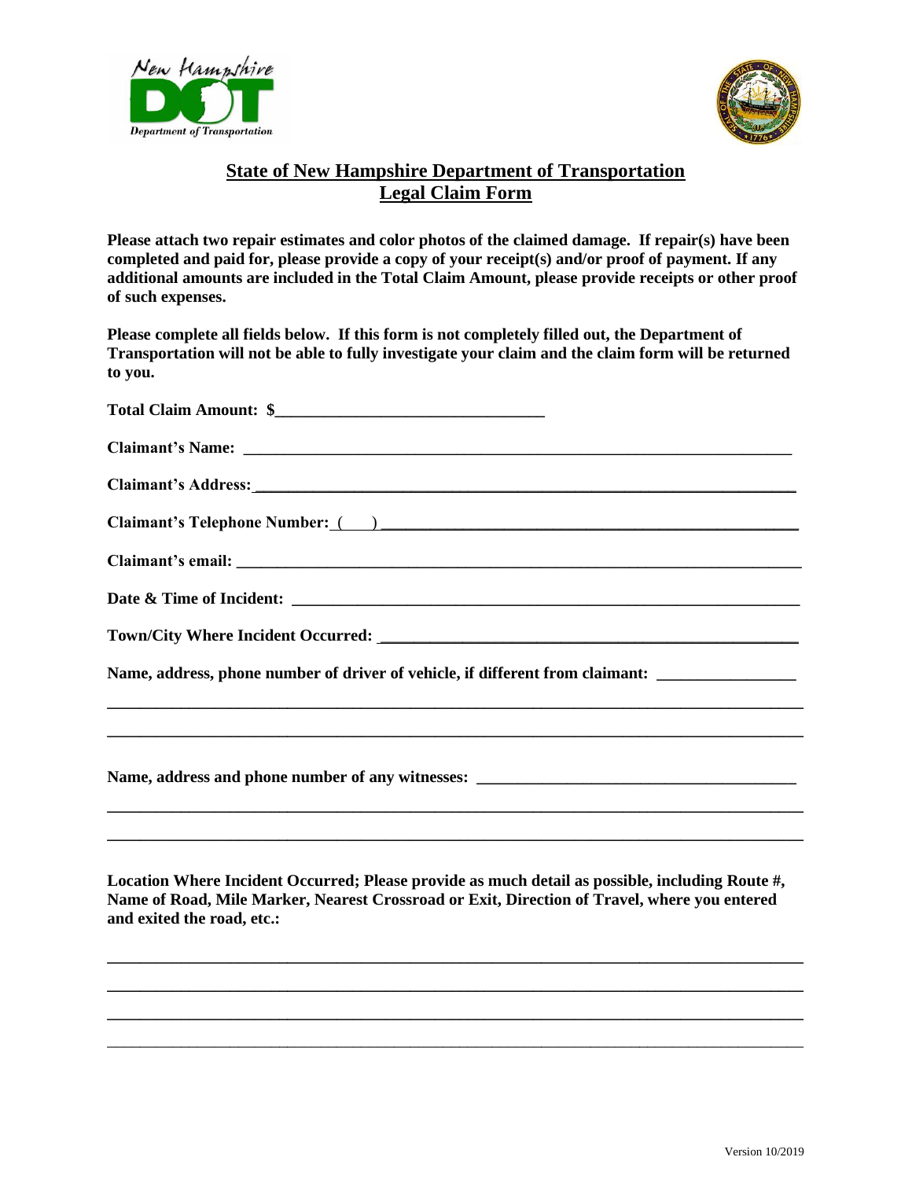# State of New Hampshire Department of Transportation
## Legal Claim Form

**Please attach two repair estimates and color photos of the claimed damage. If repair(s) have been completed and paid for, please provide a copy of your receipt(s) and/or proof of payment. If any additional amounts are included in the Total Claim Amount, please provide receipts or other proof of such expenses.**

**Please complete all fields below. If this form is not completely filled out, the Department of Transportation will not be able to fully investigate your claim and the claim form will be returned to you.**

**Total Claim Amount: $**_________________________________

**Claimant's Name:** _____________________________________________________________________

**Claimant's Address:** ___________________________________________________________________

**Claimant's Telephone Number:** (    ) ____________________________________________________

**Claimant's email:** _____________________________________________________________________

**Date & Time of Incident:** _______________________________________________________________

**Town/City Where Incident Occurred:** _____________________________________________________

**Name, address, phone number of driver of vehicle, if different from claimant:** ________________

_________________________________________________________________________________________

_________________________________________________________________________________________

**Name, address and phone number of any witnesses:** _______________________________________

_________________________________________________________________________________________

_________________________________________________________________________________________

**Location Where Incident Occurred; Please provide as much detail as possible, including Route #, Name of Road, Mile Marker, Nearest Crossroad or Exit, Direction of Travel, where you entered and exited the road, etc.:**

_________________________________________________________________________________________

_________________________________________________________________________________________

_________________________________________________________________________________________

_________________________________________________________________________________________

Version 10/2019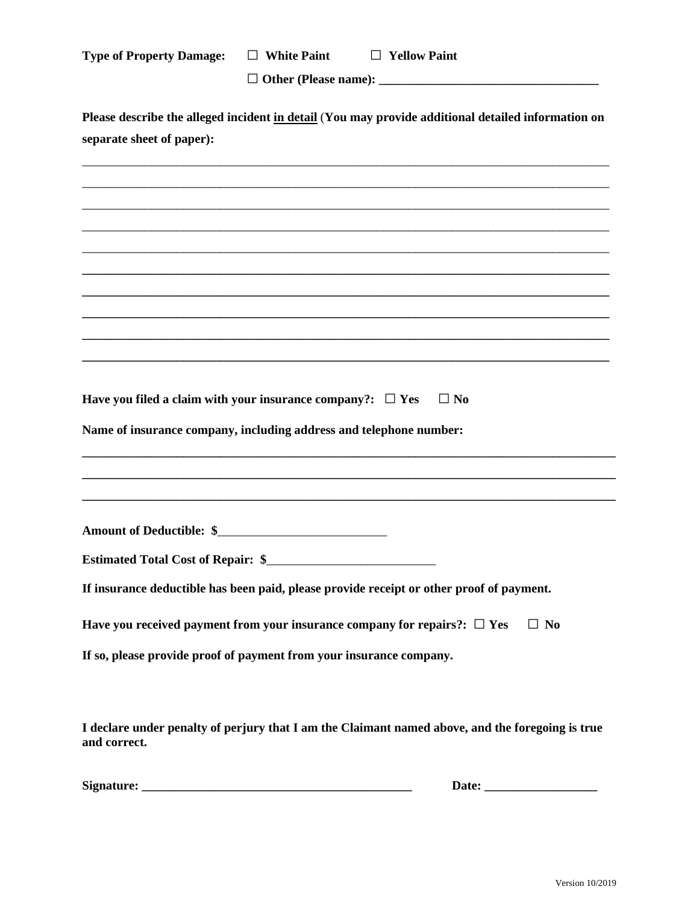**Type of Property Damage:** ☐ **White Paint** ☐ **Yellow Paint**

☐ **Other (Please name): ___________________________________**

**Please describe the alleged incident in detail (You may provide additional detailed information on separate sheet of paper):**

_____________________________________________________________________________________

_____________________________________________________________________________________

_____________________________________________________________________________________

_____________________________________________________________________________________

_____________________________________________________________________________________

_____________________________________________________________________________________

_____________________________________________________________________________________

_____________________________________________________________________________________

_____________________________________________________________________________________

_____________________________________________________________________________________

**Have you filed a claim with your insurance company?:** ☐ **Yes** ☐ **No**

**Name of insurance company, including address and telephone number:**

_____________________________________________________________________________________

_____________________________________________________________________________________

_____________________________________________________________________________________

**Amount of Deductible: $___________________________**

**Estimated Total Cost of Repair: $___________________________**

**If insurance deductible has been paid, please provide receipt or other proof of payment.**

**Have you received payment from your insurance company for repairs?:** ☐ **Yes** ☐ **No**

**If so, please provide proof of payment from your insurance company.**

**I declare under penalty of perjury that I am the Claimant named above, and the foregoing is true and correct.**

**Signature: ___________________________________________** **Date: __________________**

Version 10/2019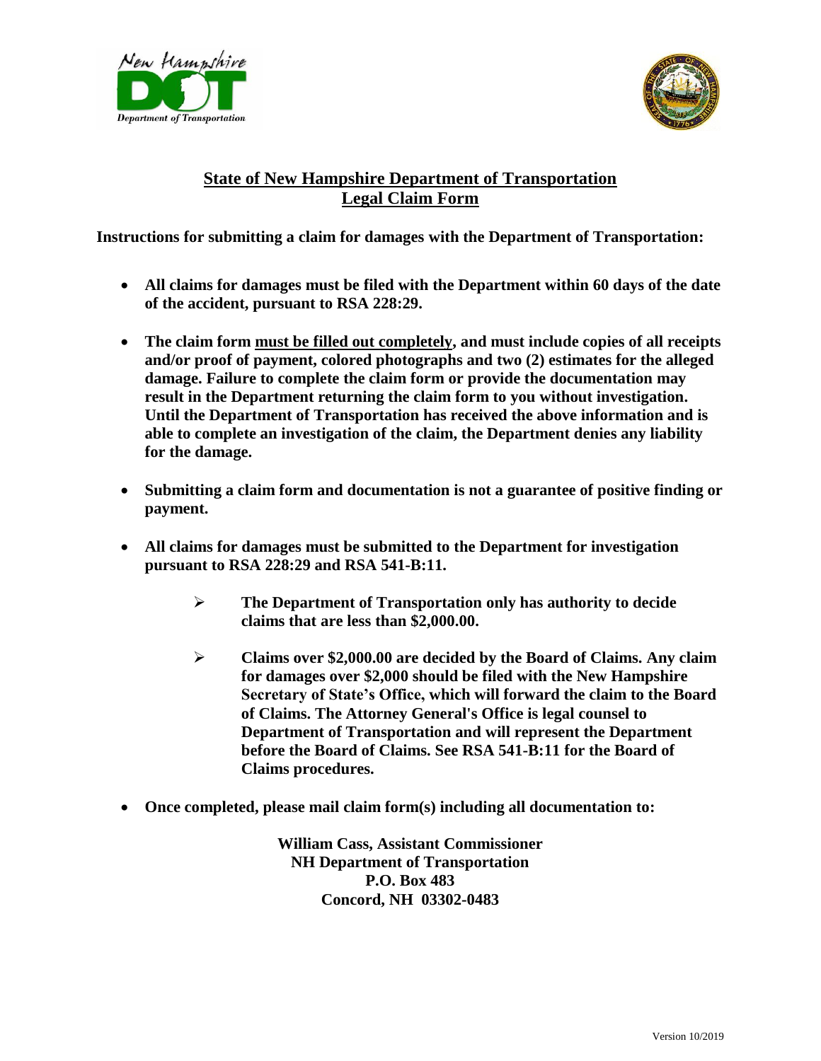## State of New Hampshire Department of Transportation
## Legal Claim Form

**Instructions for submitting a claim for damages with the Department of Transportation:**

- **All claims for damages must be filed with the Department within 60 days of the date of the accident, pursuant to RSA 228:29.**

- **The claim form must be filled out completely, and must include copies of all receipts and/or proof of payment, colored photographs and two (2) estimates for the alleged damage. Failure to complete the claim form or provide the documentation may result in the Department returning the claim form to you without investigation. Until the Department of Transportation has received the above information and is able to complete an investigation of the claim, the Department denies any liability for the damage.**

- **Submitting a claim form and documentation is not a guarantee of positive finding or payment.**

- **All claims for damages must be submitted to the Department for investigation pursuant to RSA 228:29 and RSA 541-B:11.**

  - **The Department of Transportation only has authority to decide claims that are less than $2,000.00.**

  - **Claims over $2,000.00 are decided by the Board of Claims. Any claim for damages over $2,000 should be filed with the New Hampshire Secretary of State's Office, which will forward the claim to the Board of Claims. The Attorney General's Office is legal counsel to Department of Transportation and will represent the Department before the Board of Claims. See RSA 541-B:11 for the Board of Claims procedures.**

- **Once completed, please mail claim form(s) including all documentation to:**

**William Cass, Assistant Commissioner**
**NH Department of Transportation**
**P.O. Box 483**
**Concord, NH 03302-0483**

Version 10/2019